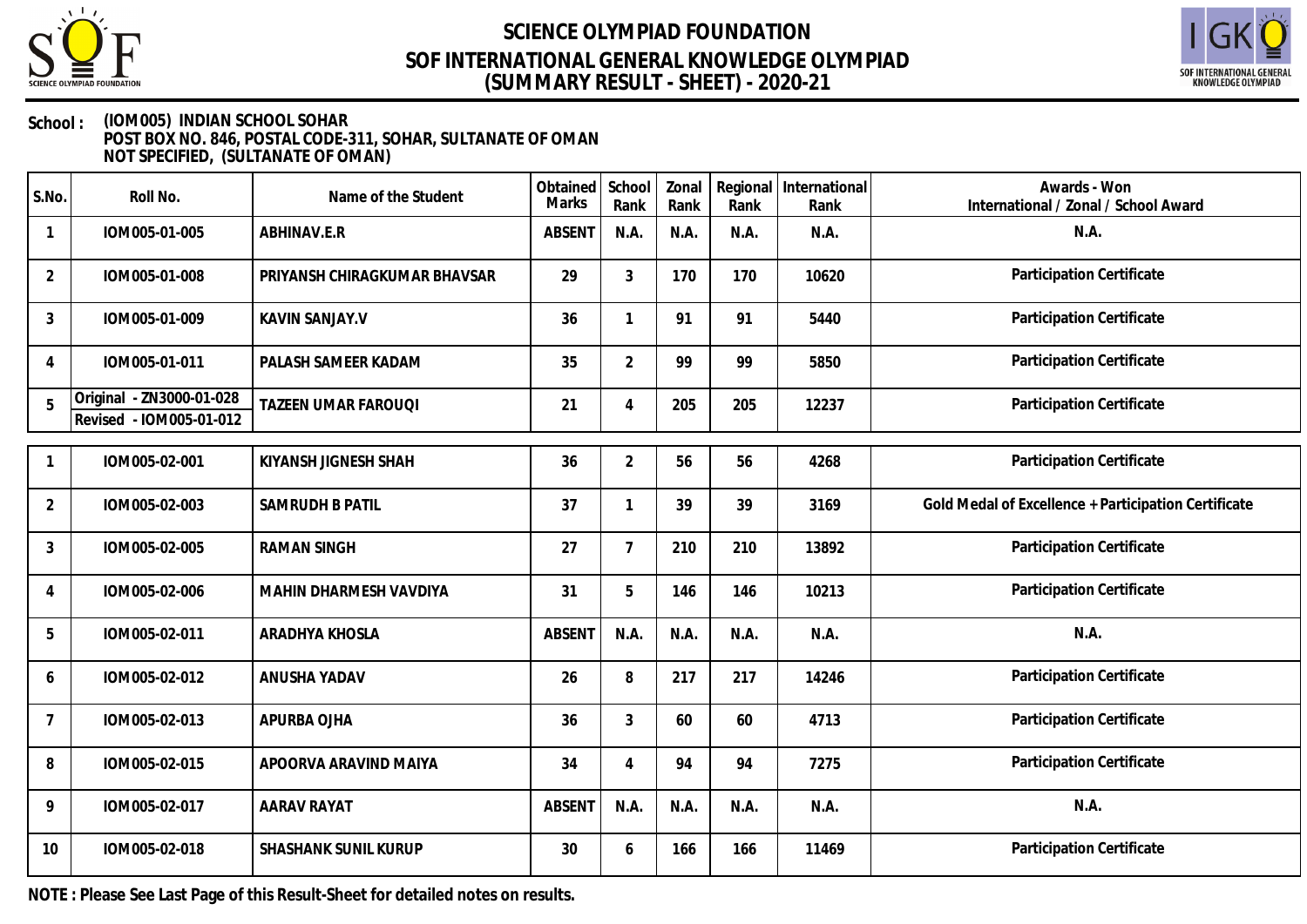# SCIENCE OLYMPIAD FOUNDATION
## SOF INTERNATIONAL GENERAL KNOWLEDGE OLYMPIAD
## (SUMMARY RESULT - SHEET) - 2020-21

**School :** (IOM005) INDIAN SCHOOL SOHAR
POST BOX NO. 846, POSTAL CODE-311, SOHAR, SULTANATE OF OMAN
NOT SPECIFIED, (SULTANATE OF OMAN)

| S.No. | Roll No. | Name of the Student | Obtained Marks | School Rank | Zonal Rank | Regional Rank | International Rank | Awards - Won International / Zonal / School Award |
|---|---|---|---|---|---|---|---|---|
| 1 | IOM005-01-005 | ABHINAV.E.R | ABSENT | N.A. | N.A. | N.A. | N.A. | N.A. |
| 2 | IOM005-01-008 | PRIYANSH CHIRAGKUMAR BHAVSAR | 29 | 3 | 170 | 170 | 10620 | Participation Certificate |
| 3 | IOM005-01-009 | KAVIN SANJAY.V | 36 | 1 | 91 | 91 | 5440 | Participation Certificate |
| 4 | IOM005-01-011 | PALASH SAMEER KADAM | 35 | 2 | 99 | 99 | 5850 | Participation Certificate |
| 5 | Original - ZN3000-01-028<br>Revised - IOM005-01-012 | TAZEEN UMAR FAROUQI | 21 | 4 | 205 | 205 | 12237 | Participation Certificate |
| 1 | IOM005-02-001 | KIYANSH JIGNESH SHAH | 36 | 2 | 56 | 56 | 4268 | Participation Certificate |
| 2 | IOM005-02-003 | SAMRUDH B PATIL | 37 | 1 | 39 | 39 | 3169 | Gold Medal of Excellence + Participation Certificate |
| 3 | IOM005-02-005 | RAMAN SINGH | 27 | 7 | 210 | 210 | 13892 | Participation Certificate |
| 4 | IOM005-02-006 | MAHIN DHARMESH VAVDIYA | 31 | 5 | 146 | 146 | 10213 | Participation Certificate |
| 5 | IOM005-02-011 | ARADHYA KHOSLA | ABSENT | N.A. | N.A. | N.A. | N.A. | N.A. |
| 6 | IOM005-02-012 | ANUSHA YADAV | 26 | 8 | 217 | 217 | 14246 | Participation Certificate |
| 7 | IOM005-02-013 | APURBA OJHA | 36 | 3 | 60 | 60 | 4713 | Participation Certificate |
| 8 | IOM005-02-015 | APOORVA ARAVIND MAIYA | 34 | 4 | 94 | 94 | 7275 | Participation Certificate |
| 9 | IOM005-02-017 | AARAV RAYAT | ABSENT | N.A. | N.A. | N.A. | N.A. | N.A. |
| 10 | IOM005-02-018 | SHASHANK SUNIL KURUP | 30 | 6 | 166 | 166 | 11469 | Participation Certificate |

**NOTE : Please See Last Page of this Result-Sheet for detailed notes on results.**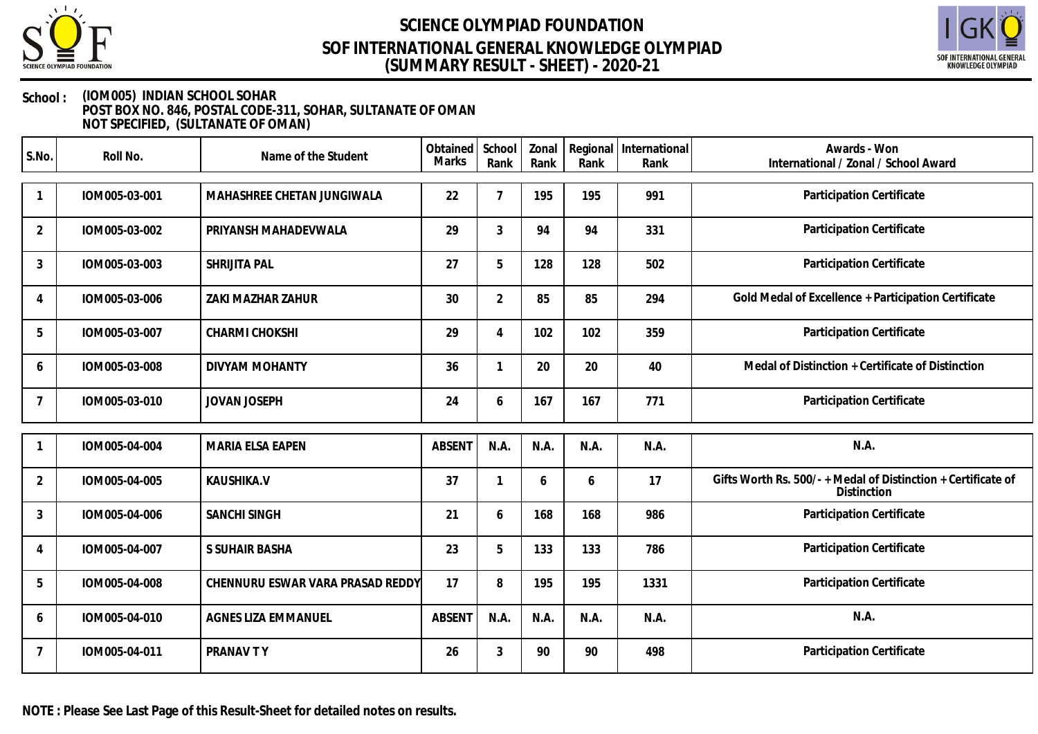# SCIENCE OLYMPIAD FOUNDATION
## SOF INTERNATIONAL GENERAL KNOWLEDGE OLYMPIAD
## (SUMMARY RESULT - SHEET) - 2020-21

**School :** (IOM005) INDIAN SCHOOL SOHAR
POST BOX NO. 846, POSTAL CODE-311, SOHAR, SULTANATE OF OMAN
NOT SPECIFIED, (SULTANATE OF OMAN)

| S.No. | Roll No. | Name of the Student | Obtained Marks | School Rank | Zonal Rank | Regional Rank | International Rank | Awards - Won International / Zonal / School Award |
|---|---|---|---|---|---|---|---|---|
| 1 | IOM005-03-001 | MAHASHREE CHETAN JUNGIWALA | 22 | 7 | 195 | 195 | 991 | Participation Certificate |
| 2 | IOM005-03-002 | PRIYANSH MAHADEVWALA | 29 | 3 | 94 | 94 | 331 | Participation Certificate |
| 3 | IOM005-03-003 | SHRIJITA PAL | 27 | 5 | 128 | 128 | 502 | Participation Certificate |
| 4 | IOM005-03-006 | ZAKI MAZHAR ZAHUR | 30 | 2 | 85 | 85 | 294 | Gold Medal of Excellence + Participation Certificate |
| 5 | IOM005-03-007 | CHARMI CHOKSHI | 29 | 4 | 102 | 102 | 359 | Participation Certificate |
| 6 | IOM005-03-008 | DIVYAM MOHANTY | 36 | 1 | 20 | 20 | 40 | Medal of Distinction + Certificate of Distinction |
| 7 | IOM005-03-010 | JOVAN JOSEPH | 24 | 6 | 167 | 167 | 771 | Participation Certificate |
| 1 | IOM005-04-004 | MARIA ELSA EAPEN | ABSENT | N.A. | N.A. | N.A. | N.A. | N.A. |
| 2 | IOM005-04-005 | KAUSHIKA.V | 37 | 1 | 6 | 6 | 17 | Gifts Worth Rs. 500/- + Medal of Distinction + Certificate of Distinction |
| 3 | IOM005-04-006 | SANCHI SINGH | 21 | 6 | 168 | 168 | 986 | Participation Certificate |
| 4 | IOM005-04-007 | S SUHAIR BASHA | 23 | 5 | 133 | 133 | 786 | Participation Certificate |
| 5 | IOM005-04-008 | CHENNURU ESWAR VARA PRASAD REDDY | 17 | 8 | 195 | 195 | 1331 | Participation Certificate |
| 6 | IOM005-04-010 | AGNES LIZA EMMANUEL | ABSENT | N.A. | N.A. | N.A. | N.A. | N.A. |
| 7 | IOM005-04-011 | PRANAV T Y | 26 | 3 | 90 | 90 | 498 | Participation Certificate |

**NOTE : Please See Last Page of this Result-Sheet for detailed notes on results.**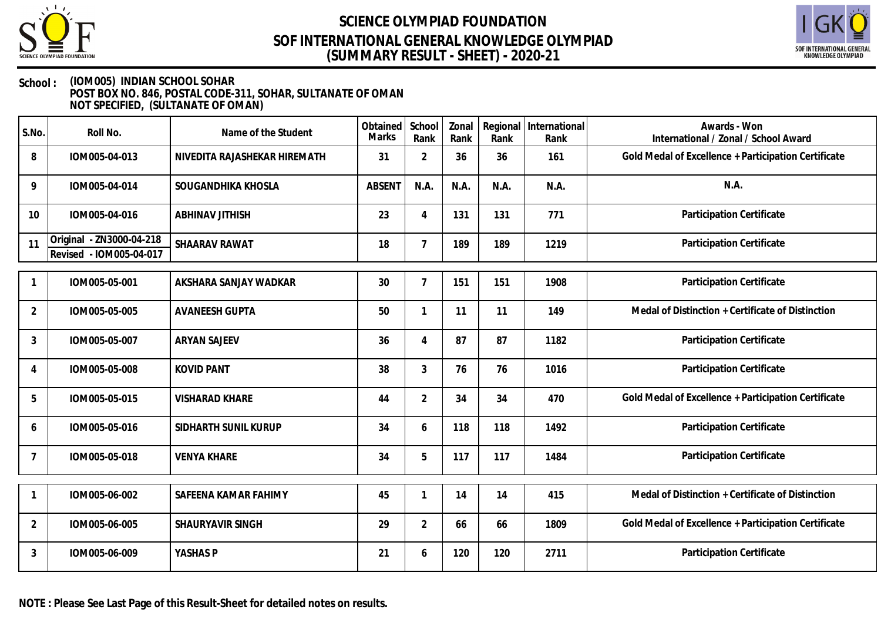# SCIENCE OLYMPIAD FOUNDATION
## SOF INTERNATIONAL GENERAL KNOWLEDGE OLYMPIAD
## (SUMMARY RESULT - SHEET) - 2020-21

**School :** (IOM005) INDIAN SCHOOL SOHAR
POST BOX NO. 846, POSTAL CODE-311, SOHAR, SULTANATE OF OMAN
NOT SPECIFIED, (SULTANATE OF OMAN)

| S.No. | Roll No. | Name of the Student | Obtained Marks | School Rank | Zonal Rank | Regional Rank | International Rank | Awards - Won International / Zonal / School Award |
|---|---|---|---|---|---|---|---|---|
| 8 | IOM005-04-013 | NIVEDITA RAJASHEKAR HIREMATH | 31 | 2 | 36 | 36 | 161 | Gold Medal of Excellence + Participation Certificate |
| 9 | IOM005-04-014 | SOUGANDHIKA KHOSLA | ABSENT | N.A. | N.A. | N.A. | N.A. | N.A. |
| 10 | IOM005-04-016 | ABHINAV JITHISH | 23 | 4 | 131 | 131 | 771 | Participation Certificate |
| 11 | Original - ZN3000-04-218 Revised - IOM005-04-017 | SHAARAV RAWAT | 18 | 7 | 189 | 189 | 1219 | Participation Certificate |
| 1 | IOM005-05-001 | AKSHARA SANJAY WADKAR | 30 | 7 | 151 | 151 | 1908 | Participation Certificate |
| 2 | IOM005-05-005 | AVANEESH GUPTA | 50 | 1 | 11 | 11 | 149 | Medal of Distinction + Certificate of Distinction |
| 3 | IOM005-05-007 | ARYAN SAJEEV | 36 | 4 | 87 | 87 | 1182 | Participation Certificate |
| 4 | IOM005-05-008 | KOVID PANT | 38 | 3 | 76 | 76 | 1016 | Participation Certificate |
| 5 | IOM005-05-015 | VISHARAD KHARE | 44 | 2 | 34 | 34 | 470 | Gold Medal of Excellence + Participation Certificate |
| 6 | IOM005-05-016 | SIDHARTH SUNIL KURUP | 34 | 6 | 118 | 118 | 1492 | Participation Certificate |
| 7 | IOM005-05-018 | VENYA KHARE | 34 | 5 | 117 | 117 | 1484 | Participation Certificate |
| 1 | IOM005-06-002 | SAFEENA KAMAR FAHIMY | 45 | 1 | 14 | 14 | 415 | Medal of Distinction + Certificate of Distinction |
| 2 | IOM005-06-005 | SHAURYAVIR SINGH | 29 | 2 | 66 | 66 | 1809 | Gold Medal of Excellence + Participation Certificate |
| 3 | IOM005-06-009 | YASHAS P | 21 | 6 | 120 | 120 | 2711 | Participation Certificate |

**NOTE : Please See Last Page of this Result-Sheet for detailed notes on results.**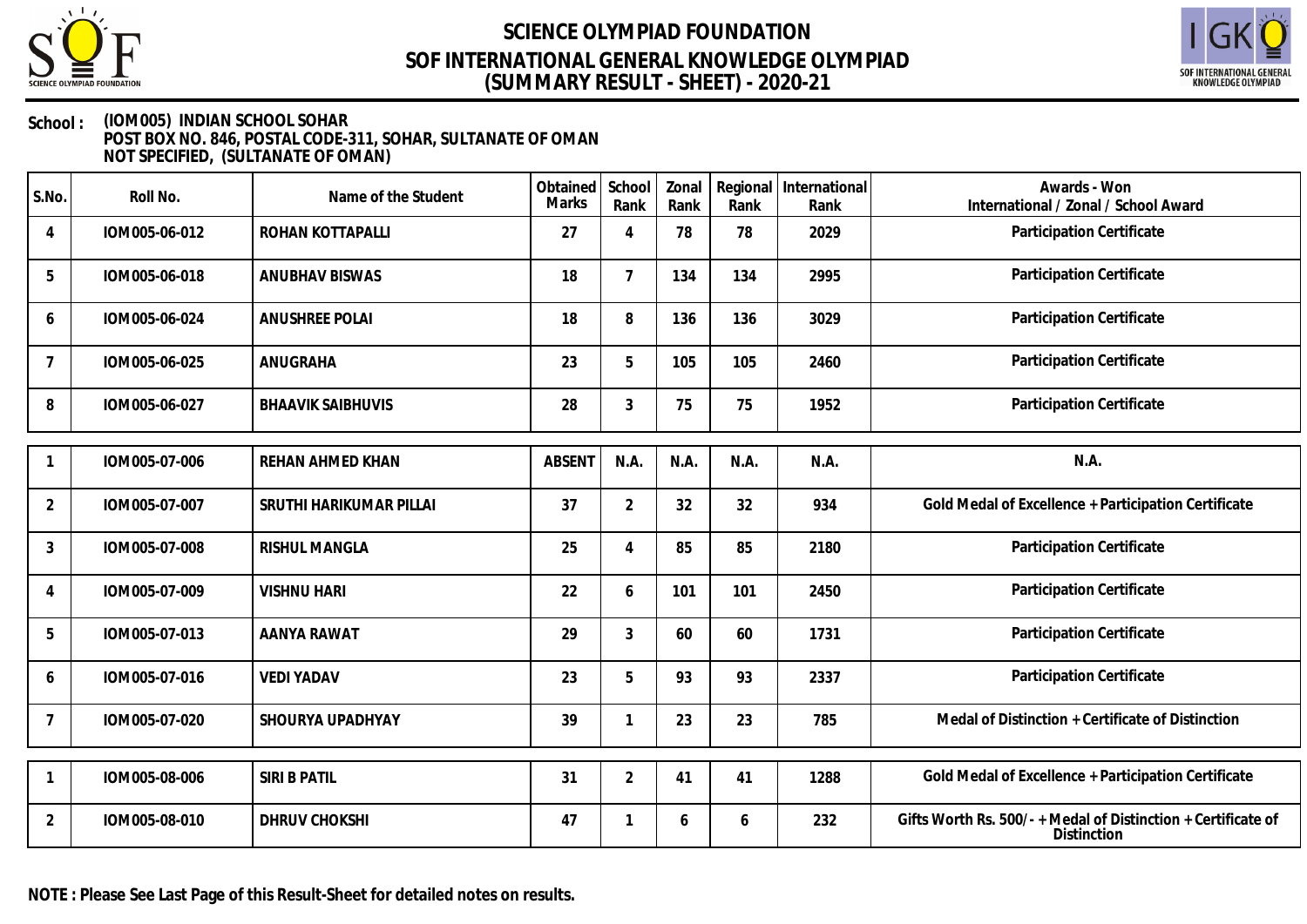# SCIENCE OLYMPIAD FOUNDATION
## SOF INTERNATIONAL GENERAL KNOWLEDGE OLYMPIAD
## (SUMMARY RESULT - SHEET) - 2020-21

**School :** (IOM005) INDIAN SCHOOL SOHAR
POST BOX NO. 846, POSTAL CODE-311, SOHAR, SULTANATE OF OMAN
NOT SPECIFIED, (SULTANATE OF OMAN)

| S.No. | Roll No. | Name of the Student | Obtained Marks | School Rank | Zonal Rank | Regional Rank | International Rank | Awards - Won International / Zonal / School Award |
|---|---|---|---|---|---|---|---|---|
| 4 | IOM005-06-012 | ROHAN KOTTAPALLI | 27 | 4 | 78 | 78 | 2029 | Participation Certificate |
| 5 | IOM005-06-018 | ANUBHAV BISWAS | 18 | 7 | 134 | 134 | 2995 | Participation Certificate |
| 6 | IOM005-06-024 | ANUSHREE POLAI | 18 | 8 | 136 | 136 | 3029 | Participation Certificate |
| 7 | IOM005-06-025 | ANUGRAHA | 23 | 5 | 105 | 105 | 2460 | Participation Certificate |
| 8 | IOM005-06-027 | BHAAVIK SAIBHUVIS | 28 | 3 | 75 | 75 | 1952 | Participation Certificate |
| 1 | IOM005-07-006 | REHAN AHMED KHAN | ABSENT | N.A. | N.A. | N.A. | N.A. | N.A. |
| 2 | IOM005-07-007 | SRUTHI HARIKUMAR PILLAI | 37 | 2 | 32 | 32 | 934 | Gold Medal of Excellence + Participation Certificate |
| 3 | IOM005-07-008 | RISHUL MANGLA | 25 | 4 | 85 | 85 | 2180 | Participation Certificate |
| 4 | IOM005-07-009 | VISHNU HARI | 22 | 6 | 101 | 101 | 2450 | Participation Certificate |
| 5 | IOM005-07-013 | AANYA RAWAT | 29 | 3 | 60 | 60 | 1731 | Participation Certificate |
| 6 | IOM005-07-016 | VEDI YADAV | 23 | 5 | 93 | 93 | 2337 | Participation Certificate |
| 7 | IOM005-07-020 | SHOURYA UPADHYAY | 39 | 1 | 23 | 23 | 785 | Medal of Distinction + Certificate of Distinction |
| 1 | IOM005-08-006 | SIRI B PATIL | 31 | 2 | 41 | 41 | 1288 | Gold Medal of Excellence + Participation Certificate |
| 2 | IOM005-08-010 | DHRUV CHOKSHI | 47 | 1 | 6 | 6 | 232 | Gifts Worth Rs. 500/- + Medal of Distinction + Certificate of Distinction |

**NOTE : Please See Last Page of this Result-Sheet for detailed notes on results.**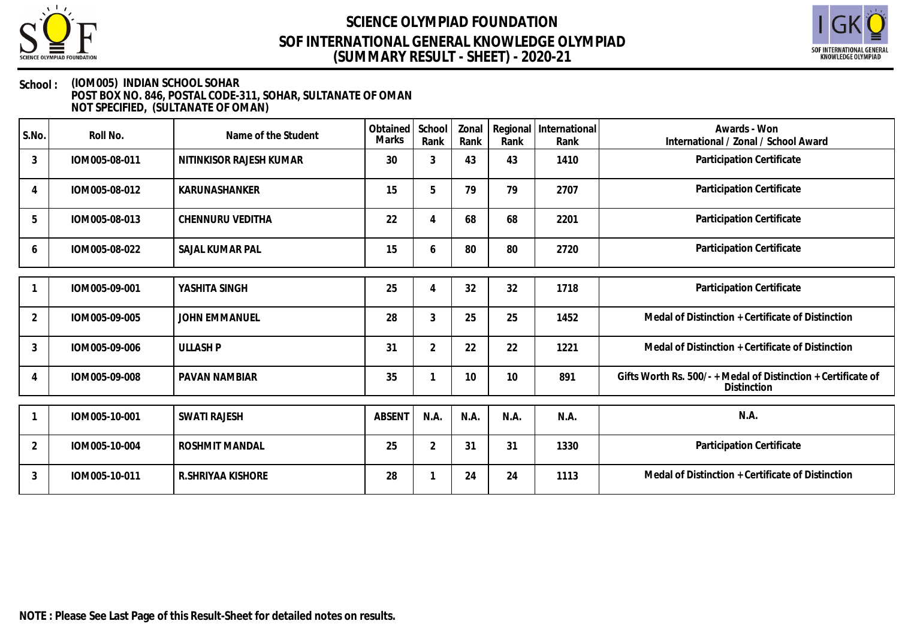# SCIENCE OLYMPIAD FOUNDATION

## SOF INTERNATIONAL GENERAL KNOWLEDGE OLYMPIAD

## (SUMMARY RESULT - SHEET) - 2020-21

**School :** (IOM005) INDIAN SCHOOL SOHAR
POST BOX NO. 846, POSTAL CODE-311, SOHAR, SULTANATE OF OMAN
NOT SPECIFIED, (SULTANATE OF OMAN)

| S.No. | Roll No. | Name of the Student | Obtained Marks | School Rank | Zonal Rank | Regional Rank | International Rank | Awards - Won International / Zonal / School Award |
|---|---|---|---|---|---|---|---|---|
| 3 | IOM005-08-011 | NITINKISOR RAJESH KUMAR | 30 | 3 | 43 | 43 | 1410 | Participation Certificate |
| 4 | IOM005-08-012 | KARUNASHANKER | 15 | 5 | 79 | 79 | 2707 | Participation Certificate |
| 5 | IOM005-08-013 | CHENNURU VEDITHA | 22 | 4 | 68 | 68 | 2201 | Participation Certificate |
| 6 | IOM005-08-022 | SAJAL KUMAR PAL | 15 | 6 | 80 | 80 | 2720 | Participation Certificate |
| 1 | IOM005-09-001 | YASHITA SINGH | 25 | 4 | 32 | 32 | 1718 | Participation Certificate |
| 2 | IOM005-09-005 | JOHN EMMANUEL | 28 | 3 | 25 | 25 | 1452 | Medal of Distinction + Certificate of Distinction |
| 3 | IOM005-09-006 | ULLASH P | 31 | 2 | 22 | 22 | 1221 | Medal of Distinction + Certificate of Distinction |
| 4 | IOM005-09-008 | PAVAN NAMBIAR | 35 | 1 | 10 | 10 | 891 | Gifts Worth Rs. 500/- + Medal of Distinction + Certificate of Distinction |
| 1 | IOM005-10-001 | SWATI RAJESH | ABSENT | N.A. | N.A. | N.A. | N.A. | N.A. |
| 2 | IOM005-10-004 | ROSHMIT MANDAL | 25 | 2 | 31 | 31 | 1330 | Participation Certificate |
| 3 | IOM005-10-011 | R.SHRIYAA KISHORE | 28 | 1 | 24 | 24 | 1113 | Medal of Distinction + Certificate of Distinction |

**NOTE : Please See Last Page of this Result-Sheet for detailed notes on results.**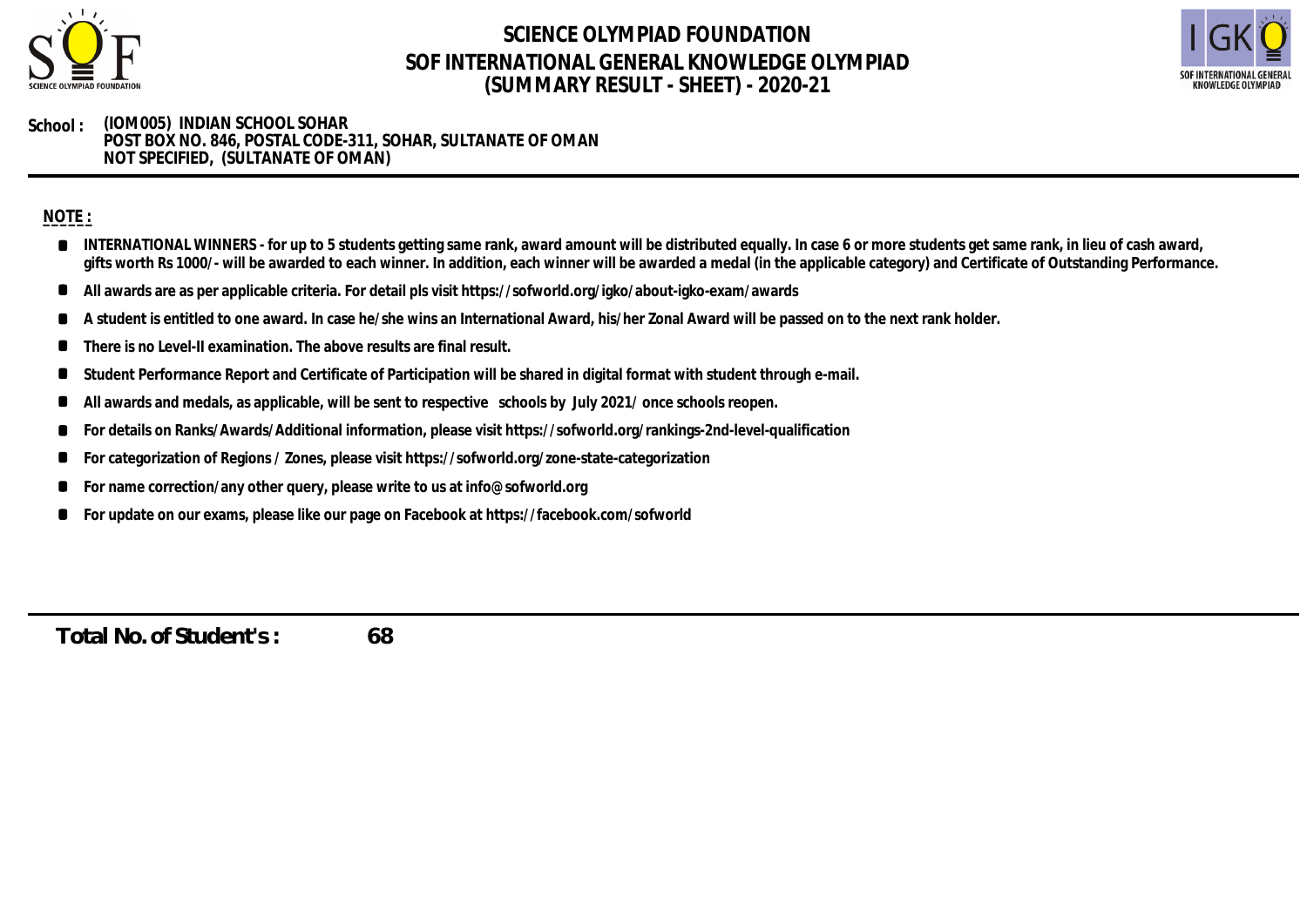# SCIENCE OLYMPIAD FOUNDATION
## SOF INTERNATIONAL GENERAL KNOWLEDGE OLYMPIAD
## (SUMMARY RESULT - SHEET) - 2020-21

**School :** (IOM005) INDIAN SCHOOL SOHAR
POST BOX NO. 846, POSTAL CODE-311, SOHAR, SULTANATE OF OMAN
NOT SPECIFIED, (SULTANATE OF OMAN)

**NOTE :**

- INTERNATIONAL WINNERS - for up to 5 students getting same rank, award amount will be distributed equally. In case 6 or more students get same rank, in lieu of cash award, gifts worth Rs 1000/- will be awarded to each winner. In addition, each winner will be awarded a medal (in the applicable category) and Certificate of Outstanding Performance.
- All awards are as per applicable criteria. For detail pls visit https://sofworld.org/igko/about-igko-exam/awards
- A student is entitled to one award. In case he/she wins an International Award, his/her Zonal Award will be passed on to the next rank holder.
- There is no Level-II examination. The above results are final result.
- Student Performance Report and Certificate of Participation will be shared in digital format with student through e-mail.
- All awards and medals, as applicable, will be sent to respective schools by July 2021/ once schools reopen.
- For details on Ranks/Awards/Additional information, please visit https://sofworld.org/rankings-2nd-level-qualification
- For categorization of Regions / Zones, please visit https://sofworld.org/zone-state-categorization
- For name correction/any other query, please write to us at info@sofworld.org
- For update on our exams, please like our page on Facebook at https://facebook.com/sofworld

**Total No. of Student's : 68**